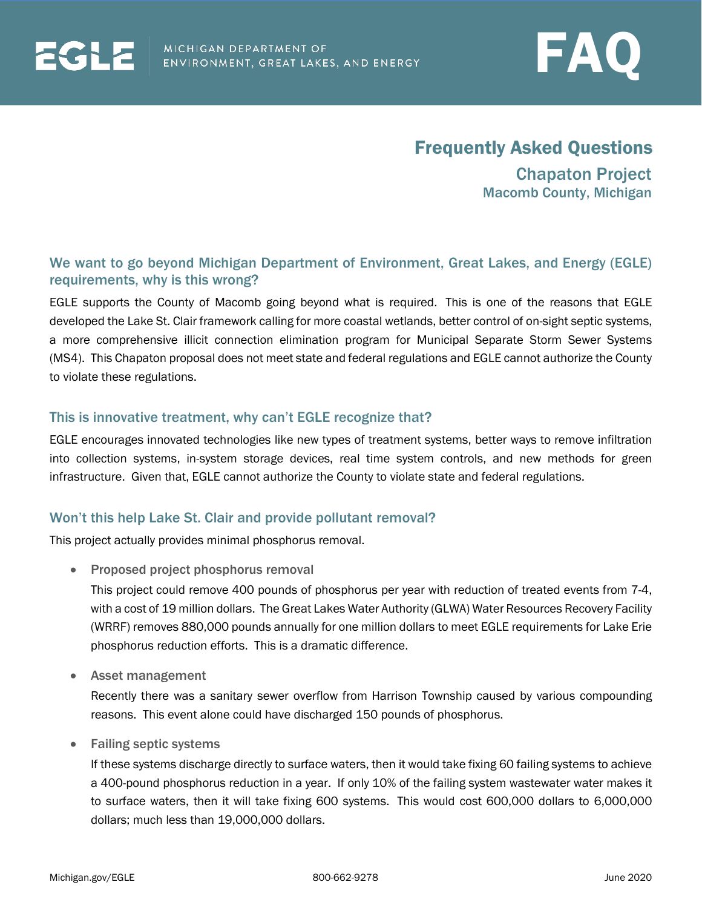EGLE | MICHIGAN DEPARTMENT OF ENVIRONMENT, GREAT LAKES, AND ENERGY

# FAQ

## Frequently Asked Questions

### Chapaton Project

**Macomb County, Michigan**

### We want to go beyond Michigan Department of Environment, Great Lakes, and Energy (EGLE) requirements, why is this wrong?

EGLE supports the County of Macomb going beyond what is required. This is one of the reasons that EGLE developed the Lake St. Clair framework calling for more coastal wetlands, better control of on-sight septic systems, a more comprehensive illicit connection elimination program for Municipal Separate Storm Sewer Systems (MS4). This Chapaton proposal does not meet state and federal regulations and EGLE cannot authorize the County to violate these regulations.

### This is innovative treatment, why can't EGLE recognize that?

EGLE encourages innovated technologies like new types of treatment systems, better ways to remove infiltration into collection systems, in-system storage devices, real time system controls, and new methods for green infrastructure. Given that, EGLE cannot authorize the County to violate state and federal regulations.

### Won't this help Lake St. Clair and provide pollutant removal?

This project actually provides minimal phosphorus removal.

- **Proposed project phosphorus removal**

  This project could remove 400 pounds of phosphorus per year with reduction of treated events from 7-4, with a cost of 19 million dollars. The Great Lakes Water Authority (GLWA) Water Resources Recovery Facility (WRRF) removes 880,000 pounds annually for one million dollars to meet EGLE requirements for Lake Erie phosphorus reduction efforts. This is a dramatic difference.

- **Asset management**

  Recently there was a sanitary sewer overflow from Harrison Township caused by various compounding reasons. This event alone could have discharged 150 pounds of phosphorus.

- **Failing septic systems**

  If these systems discharge directly to surface waters, then it would take fixing 60 failing systems to achieve a 400-pound phosphorus reduction in a year. If only 10% of the failing system wastewater water makes it to surface waters, then it will take fixing 600 systems. This would cost 600,000 dollars to 6,000,000 dollars; much less than 19,000,000 dollars.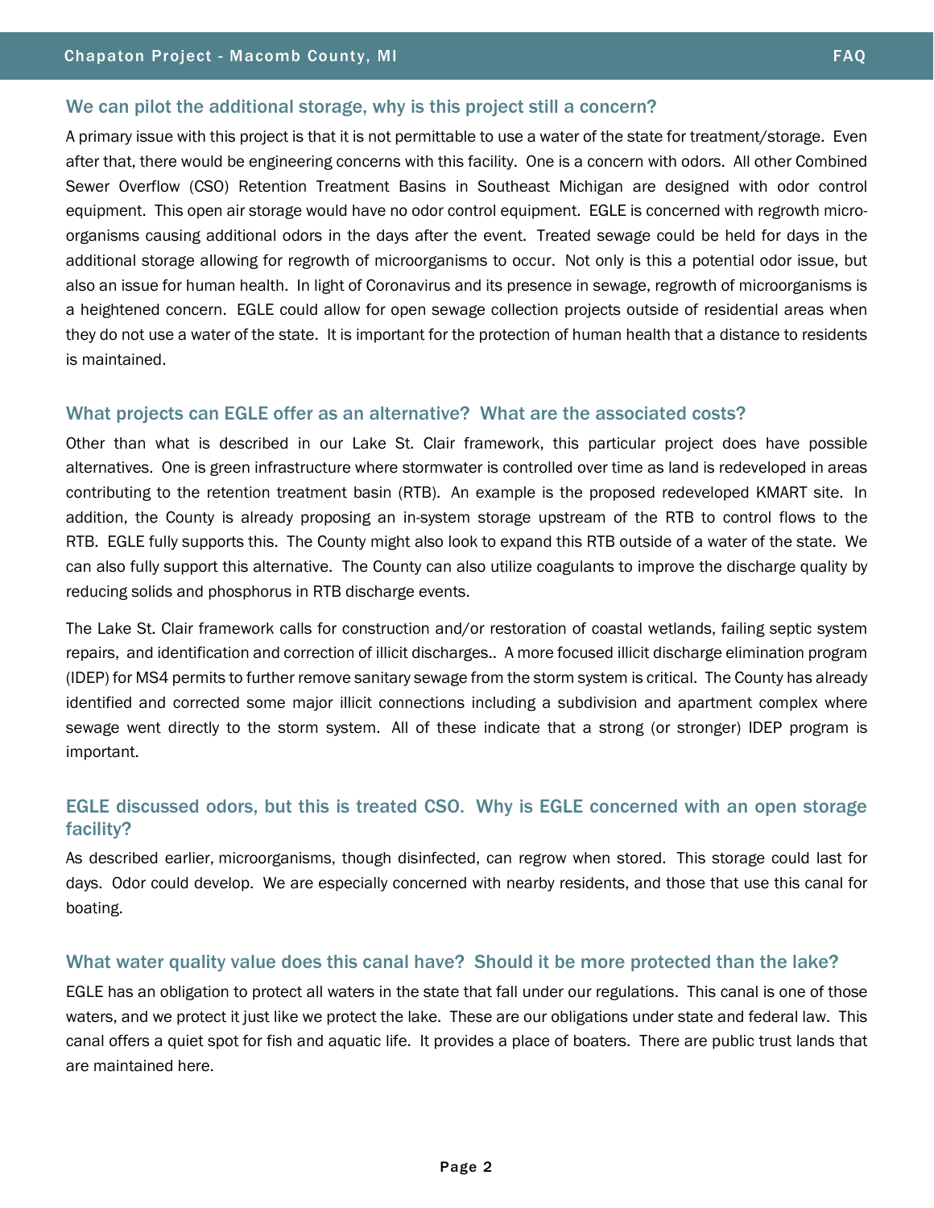## We can pilot the additional storage, why is this project still a concern?

A primary issue with this project is that it is not permittable to use a water of the state for treatment/storage. Even after that, there would be engineering concerns with this facility. One is a concern with odors. All other Combined Sewer Overflow (CSO) Retention Treatment Basins in Southeast Michigan are designed with odor control equipment. This open air storage would have no odor control equipment. EGLE is concerned with regrowth micro-organisms causing additional odors in the days after the event. Treated sewage could be held for days in the additional storage allowing for regrowth of microorganisms to occur. Not only is this a potential odor issue, but also an issue for human health. In light of Coronavirus and its presence in sewage, regrowth of microorganisms is a heightened concern. EGLE could allow for open sewage collection projects outside of residential areas when they do not use a water of the state. It is important for the protection of human health that a distance to residents is maintained.

## What projects can EGLE offer as an alternative? What are the associated costs?

Other than what is described in our Lake St. Clair framework, this particular project does have possible alternatives. One is green infrastructure where stormwater is controlled over time as land is redeveloped in areas contributing to the retention treatment basin (RTB). An example is the proposed redeveloped KMART site. In addition, the County is already proposing an in-system storage upstream of the RTB to control flows to the RTB. EGLE fully supports this. The County might also look to expand this RTB outside of a water of the state. We can also fully support this alternative. The County can also utilize coagulants to improve the discharge quality by reducing solids and phosphorus in RTB discharge events.

The Lake St. Clair framework calls for construction and/or restoration of coastal wetlands, failing septic system repairs, and identification and correction of illicit discharges.. A more focused illicit discharge elimination program (IDEP) for MS4 permits to further remove sanitary sewage from the storm system is critical. The County has already identified and corrected some major illicit connections including a subdivision and apartment complex where sewage went directly to the storm system. All of these indicate that a strong (or stronger) IDEP program is important.

## EGLE discussed odors, but this is treated CSO. Why is EGLE concerned with an open storage facility?

As described earlier, microorganisms, though disinfected, can regrow when stored. This storage could last for days. Odor could develop. We are especially concerned with nearby residents, and those that use this canal for boating.

## What water quality value does this canal have? Should it be more protected than the lake?

EGLE has an obligation to protect all waters in the state that fall under our regulations. This canal is one of those waters, and we protect it just like we protect the lake. These are our obligations under state and federal law. This canal offers a quiet spot for fish and aquatic life. It provides a place of boaters. There are public trust lands that are maintained here.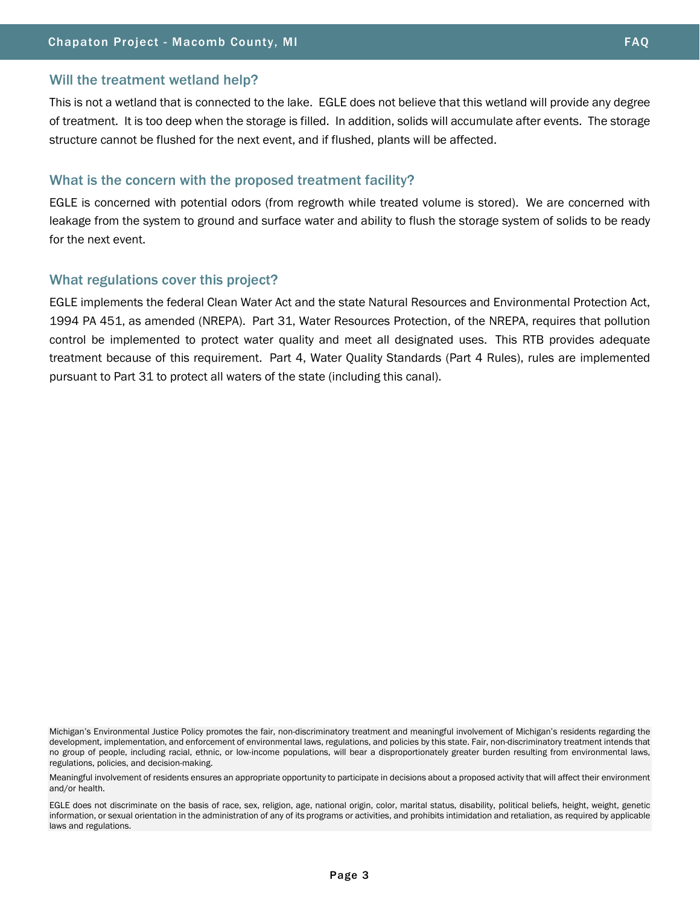## Will the treatment wetland help?

This is not a wetland that is connected to the lake. EGLE does not believe that this wetland will provide any degree of treatment. It is too deep when the storage is filled. In addition, solids will accumulate after events. The storage structure cannot be flushed for the next event, and if flushed, plants will be affected.

## What is the concern with the proposed treatment facility?

EGLE is concerned with potential odors (from regrowth while treated volume is stored). We are concerned with leakage from the system to ground and surface water and ability to flush the storage system of solids to be ready for the next event.

## What regulations cover this project?

EGLE implements the federal Clean Water Act and the state Natural Resources and Environmental Protection Act, 1994 PA 451, as amended (NREPA). Part 31, Water Resources Protection, of the NREPA, requires that pollution control be implemented to protect water quality and meet all designated uses. This RTB provides adequate treatment because of this requirement. Part 4, Water Quality Standards (Part 4 Rules), rules are implemented pursuant to Part 31 to protect all waters of the state (including this canal).

Michigan's Environmental Justice Policy promotes the fair, non-discriminatory treatment and meaningful involvement of Michigan's residents regarding the development, implementation, and enforcement of environmental laws, regulations, and policies by this state. Fair, non-discriminatory treatment intends that no group of people, including racial, ethnic, or low-income populations, will bear a disproportionately greater burden resulting from environmental laws, regulations, policies, and decision-making.

Meaningful involvement of residents ensures an appropriate opportunity to participate in decisions about a proposed activity that will affect their environment and/or health.

EGLE does not discriminate on the basis of race, sex, religion, age, national origin, color, marital status, disability, political beliefs, height, weight, genetic information, or sexual orientation in the administration of any of its programs or activities, and prohibits intimidation and retaliation, as required by applicable laws and regulations.